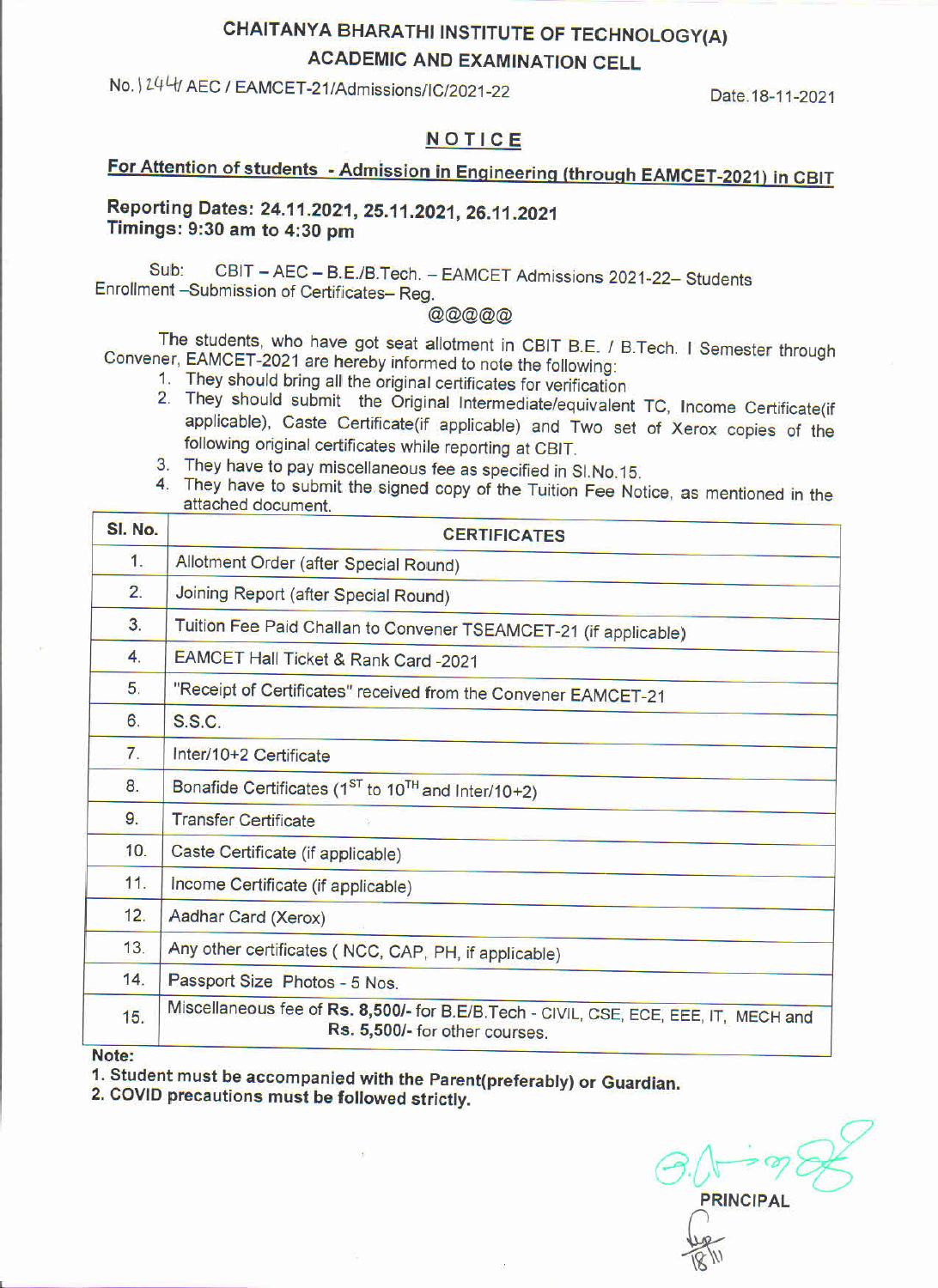# CHAITANYA BHARATHI INSTITUTE OF TECHNOLOGY(A)

## ACADEMIC AND EXAMINATION CELL

No. 1244/ AEC / EAMCET-21/Admissions/IC/2021-22 Date.18-11-2021

## NOTICE

**For Attention of students - Admission in Engineering (through EAMCET-2021) in CBIT**

**Reporting Dates: 24.11.2021, 25.11.2021, 26.11.2021**
**Timings: 9:30 am to 4:30 pm**

Sub: CBIT – AEC – B.E./B.Tech. – EAMCET Admissions 2021-22– Students Enrollment –Submission of Certificates– Reg.

@@@@@

The students, who have got seat allotment in CBIT B.E. / B.Tech. I Semester through Convener, EAMCET-2021 are hereby informed to note the following:

1. They should bring all the original certificates for verification
2. They should submit the Original Intermediate/equivalent TC, Income Certificate(if applicable), Caste Certificate(if applicable) and Two set of Xerox copies of the following original certificates while reporting at CBIT.
3. They have to pay miscellaneous fee as specified in Sl.No.15.
4. They have to submit the signed copy of the Tuition Fee Notice, as mentioned in the attached document.

| Sl. No. | CERTIFICATES |
|---|---|
| 1. | Allotment Order (after Special Round) |
| 2. | Joining Report (after Special Round) |
| 3. | Tuition Fee Paid Challan to Convener TSEAMCET-21 (if applicable) |
| 4. | EAMCET Hall Ticket & Rank Card -2021 |
| 5. | "Receipt of Certificates" received from the Convener EAMCET-21 |
| 6. | S.S.C. |
| 7. | Inter/10+2 Certificate |
| 8. | Bonafide Certificates (1ST to 10TH and Inter/10+2) |
| 9. | Transfer Certificate |
| 10. | Caste Certificate (if applicable) |
| 11. | Income Certificate (if applicable) |
| 12. | Aadhar Card (Xerox) |
| 13. | Any other certificates ( NCC, CAP, PH, if applicable) |
| 14. | Passport Size Photos - 5 Nos. |
| 15. | Miscellaneous fee of **Rs. 8,500/-** for B.E/B.Tech - CIVIL, CSE, ECE, EEE, IT, MECH and **Rs. 5,500/-** for other courses. |

**Note:**

1. **Student must be accompanied with the Parent(preferably) or Guardian.**
2. **COVID precautions must be followed strictly.**

**PRINCIPAL**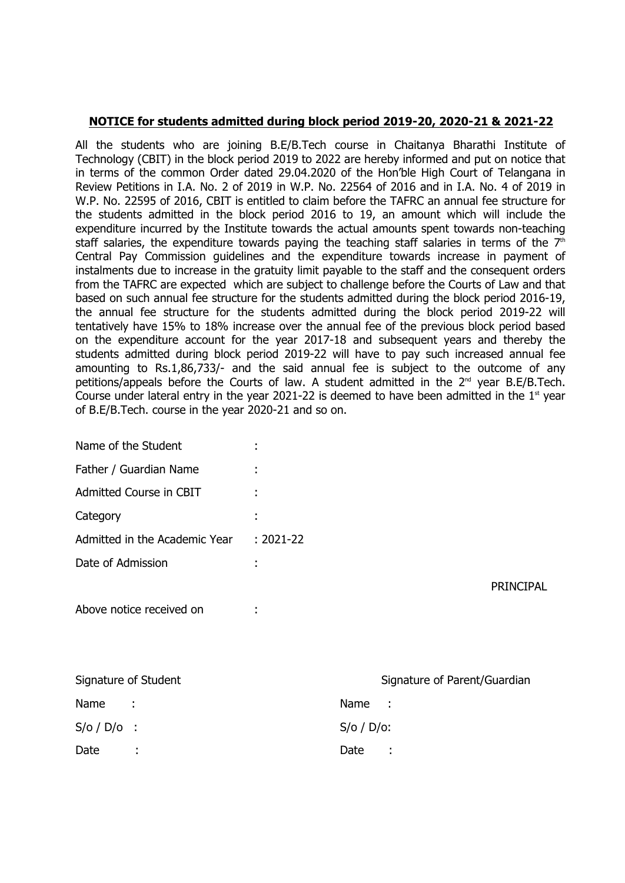**NOTICE for students admitted during block period 2019-20, 2020-21 & 2021-22**

All the students who are joining B.E/B.Tech course in Chaitanya Bharathi Institute of Technology (CBIT) in the block period 2019 to 2022 are hereby informed and put on notice that in terms of the common Order dated 29.04.2020 of the Hon'ble High Court of Telangana in Review Petitions in I.A. No. 2 of 2019 in W.P. No. 22564 of 2016 and in I.A. No. 4 of 2019 in W.P. No. 22595 of 2016, CBIT is entitled to claim before the TAFRC an annual fee structure for the students admitted in the block period 2016 to 19, an amount which will include the expenditure incurred by the Institute towards the actual amounts spent towards non-teaching staff salaries, the expenditure towards paying the teaching staff salaries in terms of the 7th Central Pay Commission guidelines and the expenditure towards increase in payment of instalments due to increase in the gratuity limit payable to the staff and the consequent orders from the TAFRC are expected which are subject to challenge before the Courts of Law and that based on such annual fee structure for the students admitted during the block period 2016-19, the annual fee structure for the students admitted during the block period 2019-22 will tentatively have 15% to 18% increase over the annual fee of the previous block period based on the expenditure account for the year 2017-18 and subsequent years and thereby the students admitted during block period 2019-22 will have to pay such increased annual fee amounting to Rs.1,86,733/- and the said annual fee is subject to the outcome of any petitions/appeals before the Courts of law. A student admitted in the 2nd year B.E/B.Tech. Course under lateral entry in the year 2021-22 is deemed to have been admitted in the 1st year of B.E/B.Tech. course in the year 2020-21 and so on.

Name of the Student :

Father / Guardian Name :

Admitted Course in CBIT :

Category :

Admitted in the Academic Year : 2021-22

Date of Admission :

PRINCIPAL

Above notice received on :

| | |
|---|---|
| Signature of Student | Signature of Parent/Guardian |
| Name : | Name : |
| S/o / D/o : | S/o / D/o: |
| Date : | Date : |